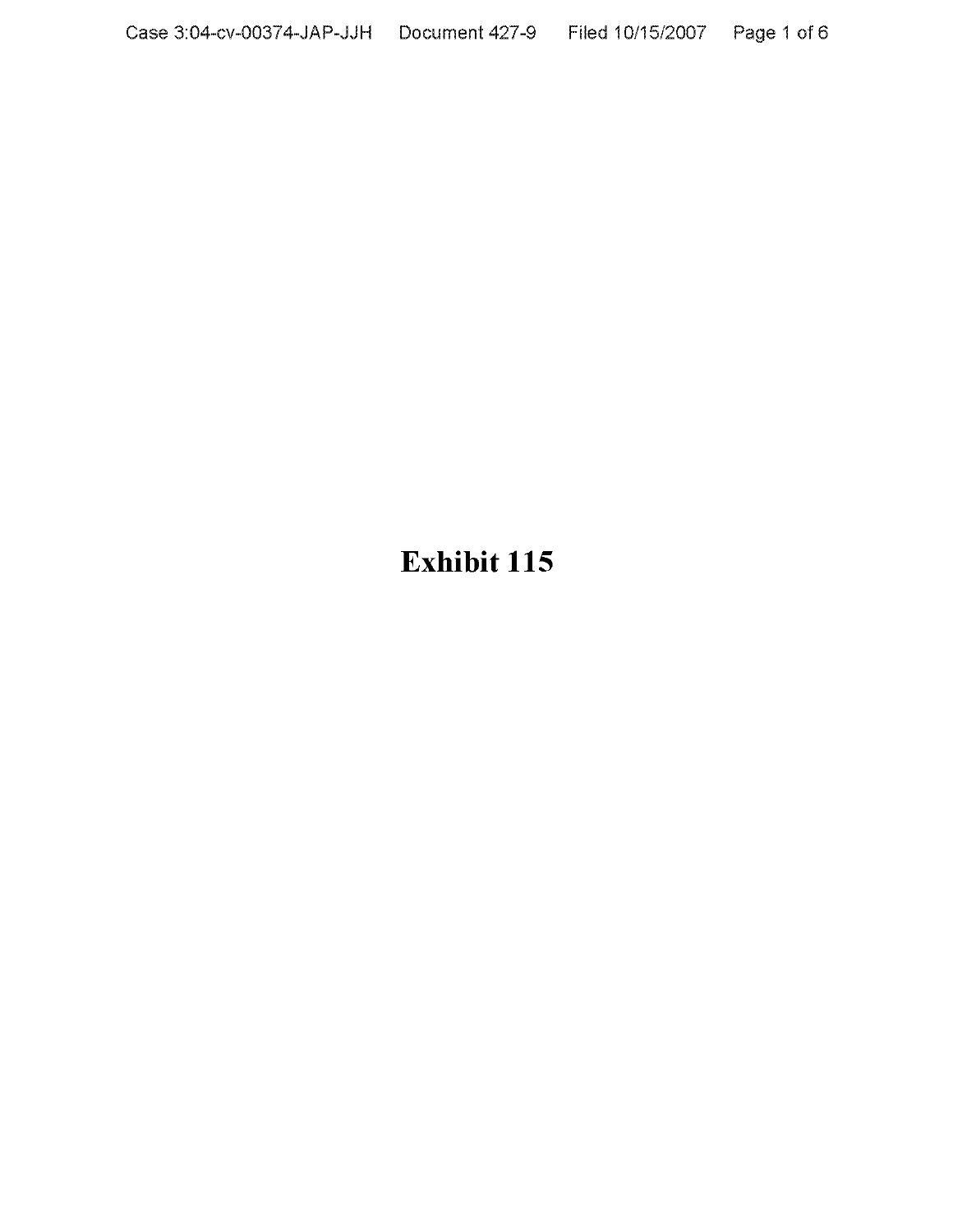# Exhibit 115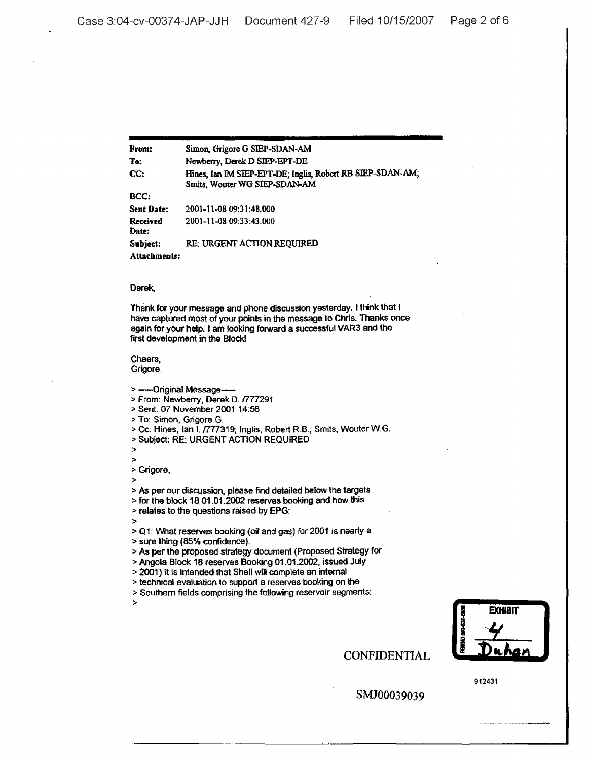| | |
|---|---|
| **From:** | Simon, Grigore G SIEP-SDAN-AM |
| **To:** | Newberry, Derek D SIEP-EPT-DE |
| **CC:** | Hines, Ian IM SIEP-EPT-DE; Inglis, Robert RB SIEP-SDAN-AM; Smits, Wouter WG SIEP-SDAN-AM |
| **BCC:** | |
| **Sent Date:** | 2001-11-08 09:31:48.000 |
| **Received Date:** | 2001-11-08 09:33:43.000 |
| **Subject:** | RE: URGENT ACTION REQUIRED |
| **Attachments:** | |

Derek,

Thank for your message and phone discussion yesterday. I think that I have captured most of your points in the message to Chris. Thanks once again for your help. I am looking forward a successful VAR3 and the first development in the Block!

Cheers,
Grigore.

> -----Original Message-----
> From: Newberry, Derek D. /777291
> Sent: 07 November 2001 14:56
> To: Simon, Grigore G.
> Cc: Hines, Ian I. /777319; Inglis, Robert R.B.; Smits, Wouter W.G.
> Subject: RE: URGENT ACTION REQUIRED
>
>
> Grigore,
>
> As per our discussion, please find detailed below the targets
> for the block 18 01.01.2002 reserves booking and how this
> relates to the questions raised by EPG:
>
> Q1: What reserves booking (oil and gas) for 2001 is nearly a
> sure thing (85% confidence).
> As per the proposed strategy document (Proposed Strategy for
> Angola Block 18 reserves Booking 01.01.2002, issued July
> 2001) it is intended that Shell will complete an internal
> technical evaluation to support a reserves booking on the
> Southern fields comprising the following reservoir segments:
>

EXHIBIT 4 Duhon

CONFIDENTIAL

912431

SMJ00039039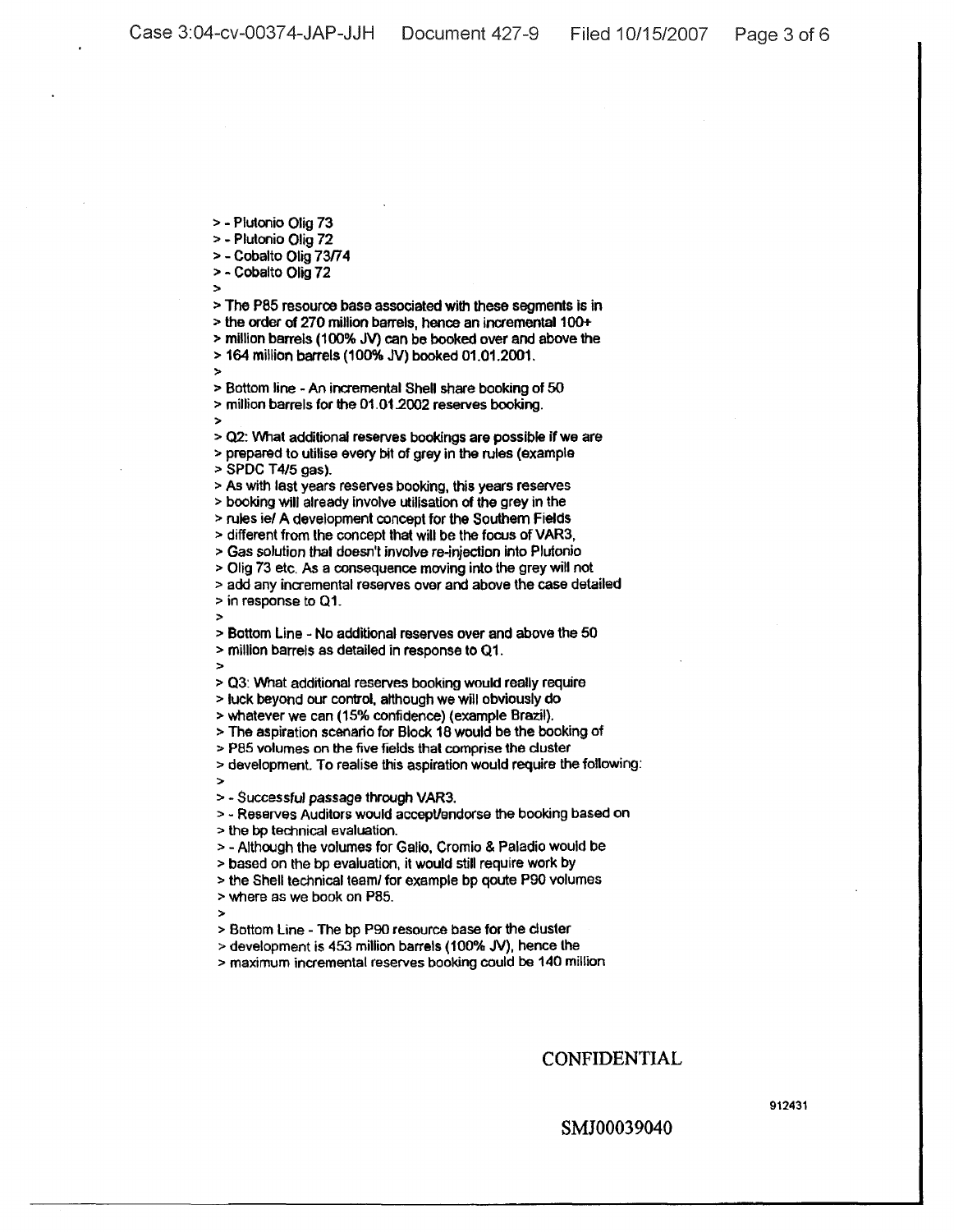> - Plutonio Olig 73
> - Plutonio Olig 72
> - Cobalto Olig 73/74
> - Cobalto Olig 72
>
> The P85 resource base associated with these segments is in
> the order of 270 million barrels, hence an incremental 100+
> million barrels (100% JV) can be booked over and above the
> 164 million barrels (100% JV) booked 01.01.2001.
>
> Bottom line - An incremental Shell share booking of 50
> million barrels for the 01.01.2002 reserves booking.
>
> Q2: What additional reserves bookings are possible if we are
> prepared to utilise every bit of grey in the rules (example
> SPDC T4/5 gas).
> As with last years reserves booking, this years reserves
> booking will already involve utilisation of the grey in the
> rules ie/ A development concept for the Southern Fields
> different from the concept that will be the focus of VAR3,
> Gas solution that doesn't involve re-injection into Plutonio
> Olig 73 etc. As a consequence moving into the grey will not
> add any incremental reserves over and above the case detailed
> in response to Q1.
>
> Bottom Line - No additional reserves over and above the 50
> million barrels as detailed in response to Q1.
>
> Q3: What additional reserves booking would really require
> luck beyond our control, although we will obviously do
> whatever we can (15% confidence) (example Brazil).
> The aspiration scenario for Block 18 would be the booking of
> P85 volumes on the five fields that comprise the cluster
> development. To realise this aspiration would require the following:
>
> - Successful passage through VAR3.
> - Reserves Auditors would accept/endorse the booking based on
> the bp technical evaluation.
> - Although the volumes for Galio, Cromio & Paladio would be
> based on the bp evaluation, it would still require work by
> the Shell technical team/ for example bp qoute P90 volumes
> where as we book on P85.
>
> Bottom Line - The bp P90 resource base for the cluster
> development is 453 million barrels (100% JV), hence the
> maximum incremental reserves booking could be 140 million

CONFIDENTIAL

912431

SMJ00039040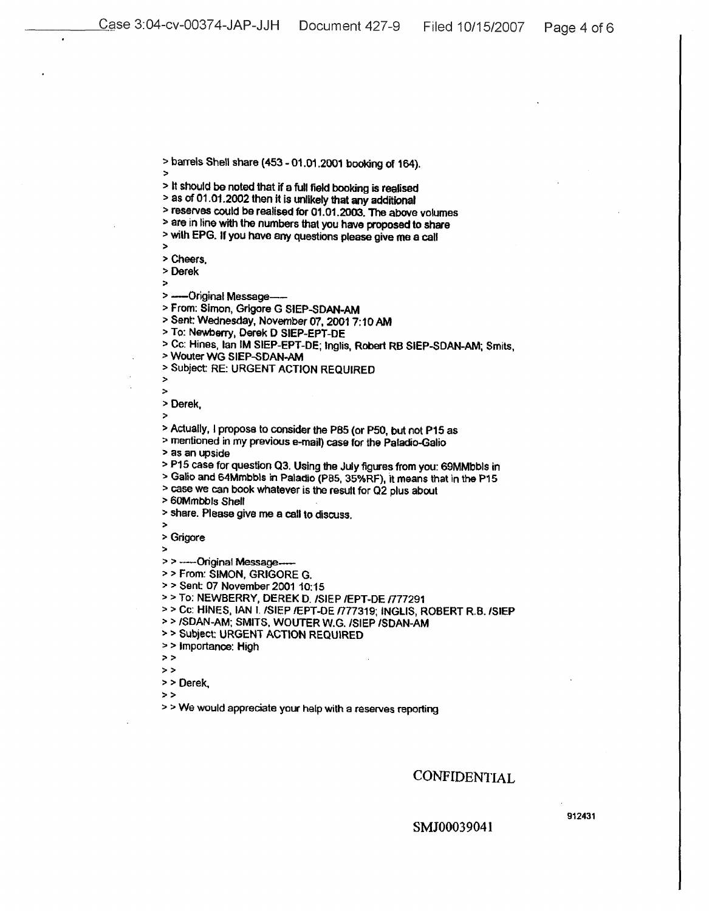> barrels Shell share (453 - 01.01.2001 booking of 164).
>
> It should be noted that if a full field booking is realised
> as of 01.01.2002 then it is unlikely that any additional
> reserves could be realised for 01.01.2003. The above volumes
> are in line with the numbers that you have proposed to share
> with EPG. If you have any questions please give me a call
>
> Cheers,
> Derek
>
> -----Original Message-----
> From: Simon, Grigore G SIEP-SDAN-AM
> Sent: Wednesday, November 07, 2001 7:10 AM
> To: Newberry, Derek D SIEP-EPT-DE
> Cc: Hines, Ian IM SIEP-EPT-DE; Inglis, Robert RB SIEP-SDAN-AM; Smits,
> Wouter WG SIEP-SDAN-AM
> Subject: RE: URGENT ACTION REQUIRED
>
>
> Derek,
>
> Actually, I propose to consider the P85 (or P50, but not P15 as
> mentioned in my previous e-mail) case for the Paladio-Galio
> as an upside
> P15 case for question Q3. Using the July figures from you: 69MMbbls in
> Galio and 64Mmbbls in Paladio (P85, 35%RF), it means that in the P15
> case we can book whatever is the result for Q2 plus about
> 60Mmbbls Shell
> share. Please give me a call to discuss.
>
> Grigore
>
> > -----Original Message-----
> > From: SIMON, GRIGORE G.
> > Sent: 07 November 2001 10:15
> > To: NEWBERRY, DEREK D. /SIEP /EPT-DE /777291
> > Cc: HINES, IAN I. /SIEP /EPT-DE /777319; INGLIS, ROBERT R.B. /SIEP
> > /SDAN-AM; SMITS, WOUTER W.G. /SIEP /SDAN-AM
> > Subject: URGENT ACTION REQUIRED
> > Importance: High
> >
> >
> > Derek,
> >
> > We would appreciate your help with a reserves reporting

CONFIDENTIAL

SMJ00039041

912431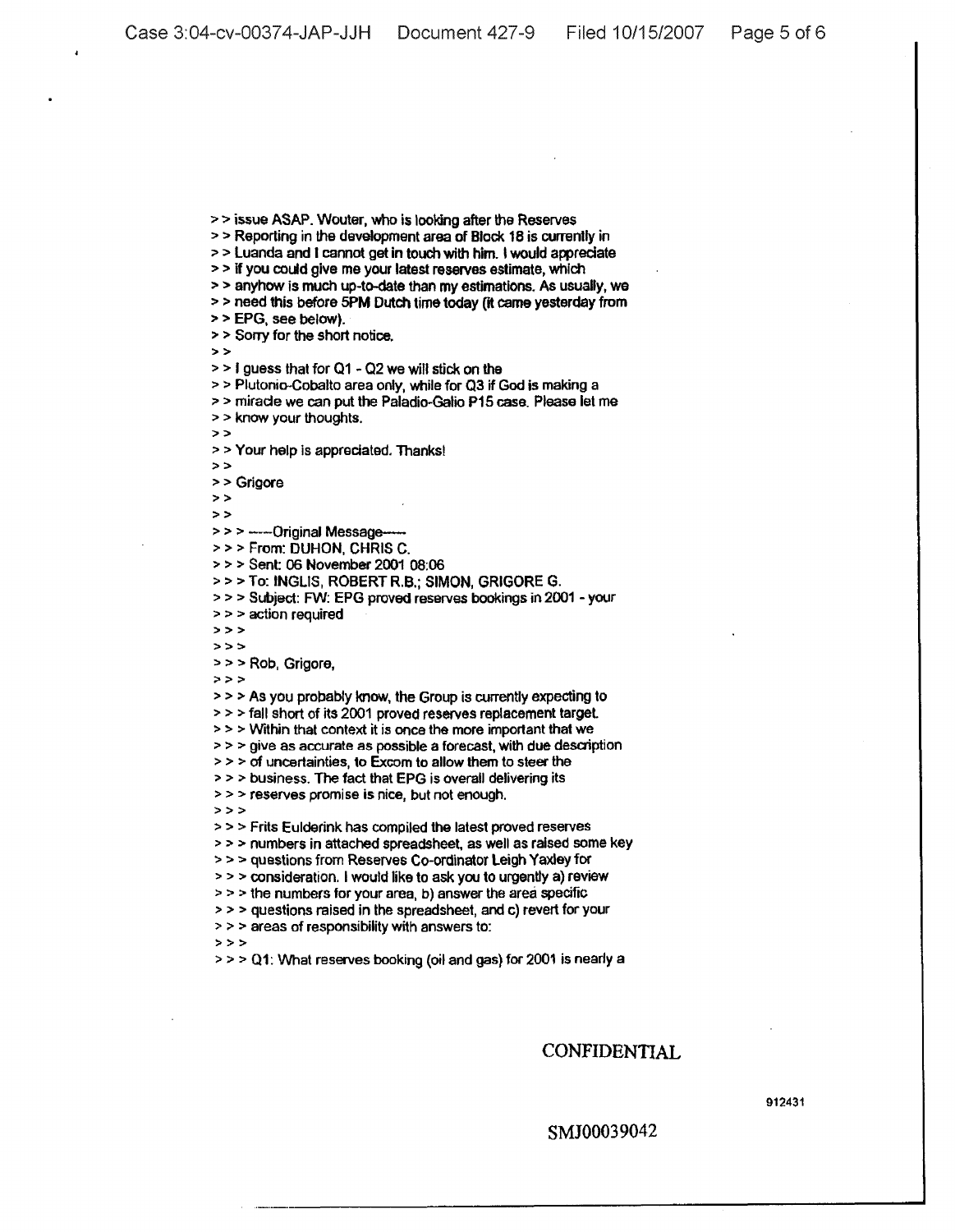> > issue ASAP. Wouter, who is looking after the Reserves
> > Reporting in the development area of Block 18 is currently in
> > Luanda and I cannot get in touch with him. I would appreciate
> > if you could give me your latest reserves estimate, which
> > anyhow is much up-to-date than my estimations. As usually, we
> > need this before 5PM Dutch time today (it came yesterday from
> > EPG, see below).
> > Sorry for the short notice.
> >
> > I guess that for Q1 - Q2 we will stick on the
> > Plutonio-Cobalto area only, while for Q3 if God is making a
> > miracle we can put the Paladio-Galio P15 case. Please let me
> > know your thoughts.
> >
> > Your help is appreciated. Thanks!
> >
> > Grigore
> >
> >
> > > -----Original Message-----
> > > From: DUHON, CHRIS C.
> > > Sent: 06 November 2001 08:06
> > > To: INGLIS, ROBERT R.B.; SIMON, GRIGORE G.
> > > Subject: FW: EPG proved reserves bookings in 2001 - your
> > > action required
> > >
> > >
> > > Rob, Grigore,
> > >
> > > As you probably know, the Group is currently expecting to
> > > fall short of its 2001 proved reserves replacement target.
> > > Within that context it is once the more important that we
> > > give as accurate as possible a forecast, with due description
> > > of uncertainties, to Excom to allow them to steer the
> > > business. The fact that EPG is overall delivering its
> > > reserves promise is nice, but not enough.
> > >
> > > Frits Eulderink has compiled the latest proved reserves
> > > numbers in attached spreadsheet, as well as raised some key
> > > questions from Reserves Co-ordinator Leigh Yaxley for
> > > consideration. I would like to ask you to urgently a) review
> > > the numbers for your area, b) answer the area specific
> > > questions raised in the spreadsheet, and c) revert for your
> > > areas of responsibility with answers to:
> > >
> > > Q1: What reserves booking (oil and gas) for 2001 is nearly a

CONFIDENTIAL

912431

SMJ00039042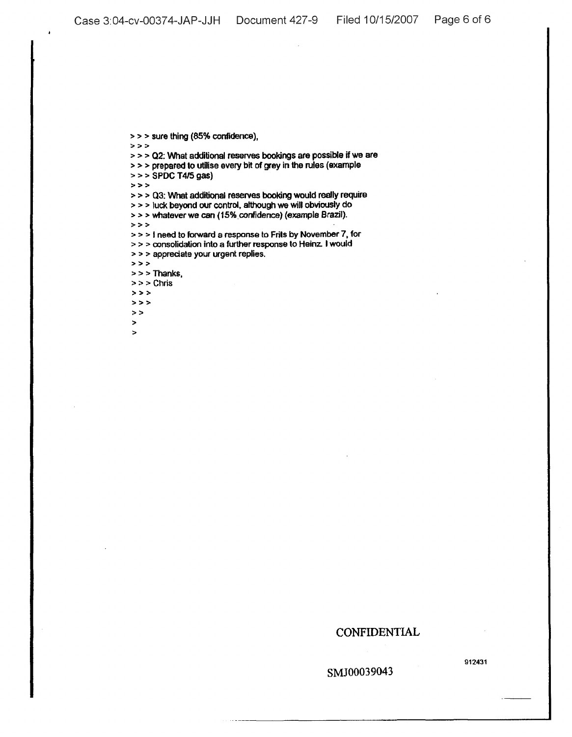> > > sure thing (85% confidence),
> > >
> > > Q2: What additional reserves bookings are possible if we are
> > > prepared to utilise every bit of grey in the rules (example
> > > SPDC T4/5 gas)
> > >
> > > Q3: What additional reserves booking would really require
> > > luck beyond our control, although we will obviously do
> > > whatever we can (15% confidence) (example Brazil).
> > >
> > > I need to forward a response to Frits by November 7, for
> > > consolidation into a further response to Heinz. I would
> > > appreciate your urgent replies.
> > >
> > > Thanks,
> > > Chris
> > >
> > >
> >
>
>

CONFIDENTIAL

SMJ00039043

912431